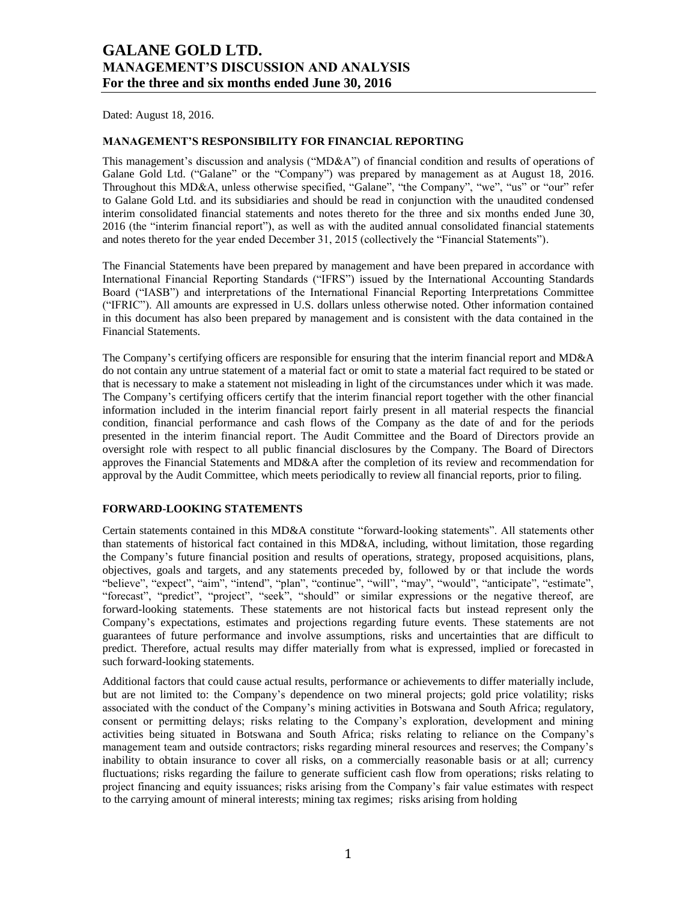# GALANE GOLD LTD.
## MANAGEMENT'S DISCUSSION AND ANALYSIS
### For the three and six months ended June 30, 2016

Dated: August 18, 2016.

**MANAGEMENT'S RESPONSIBILITY FOR FINANCIAL REPORTING**

This management's discussion and analysis ("MD&A") of financial condition and results of operations of Galane Gold Ltd. ("Galane" or the "Company") was prepared by management as at August 18, 2016. Throughout this MD&A, unless otherwise specified, "Galane", "the Company", "we", "us" or "our" refer to Galane Gold Ltd. and its subsidiaries and should be read in conjunction with the unaudited condensed interim consolidated financial statements and notes thereto for the three and six months ended June 30, 2016 (the "interim financial report"), as well as with the audited annual consolidated financial statements and notes thereto for the year ended December 31, 2015 (collectively the "Financial Statements").

The Financial Statements have been prepared by management and have been prepared in accordance with International Financial Reporting Standards ("IFRS") issued by the International Accounting Standards Board ("IASB") and interpretations of the International Financial Reporting Interpretations Committee ("IFRIC"). All amounts are expressed in U.S. dollars unless otherwise noted. Other information contained in this document has also been prepared by management and is consistent with the data contained in the Financial Statements.

The Company's certifying officers are responsible for ensuring that the interim financial report and MD&A do not contain any untrue statement of a material fact or omit to state a material fact required to be stated or that is necessary to make a statement not misleading in light of the circumstances under which it was made. The Company's certifying officers certify that the interim financial report together with the other financial information included in the interim financial report fairly present in all material respects the financial condition, financial performance and cash flows of the Company as the date of and for the periods presented in the interim financial report. The Audit Committee and the Board of Directors provide an oversight role with respect to all public financial disclosures by the Company. The Board of Directors approves the Financial Statements and MD&A after the completion of its review and recommendation for approval by the Audit Committee, which meets periodically to review all financial reports, prior to filing.

**FORWARD-LOOKING STATEMENTS**

Certain statements contained in this MD&A constitute "forward-looking statements". All statements other than statements of historical fact contained in this MD&A, including, without limitation, those regarding the Company's future financial position and results of operations, strategy, proposed acquisitions, plans, objectives, goals and targets, and any statements preceded by, followed by or that include the words "believe", "expect", "aim", "intend", "plan", "continue", "will", "may", "would", "anticipate", "estimate", "forecast", "predict", "project", "seek", "should" or similar expressions or the negative thereof, are forward-looking statements. These statements are not historical facts but instead represent only the Company's expectations, estimates and projections regarding future events. These statements are not guarantees of future performance and involve assumptions, risks and uncertainties that are difficult to predict. Therefore, actual results may differ materially from what is expressed, implied or forecasted in such forward-looking statements.

Additional factors that could cause actual results, performance or achievements to differ materially include, but are not limited to: the Company's dependence on two mineral projects; gold price volatility; risks associated with the conduct of the Company's mining activities in Botswana and South Africa; regulatory, consent or permitting delays; risks relating to the Company's exploration, development and mining activities being situated in Botswana and South Africa; risks relating to reliance on the Company's management team and outside contractors; risks regarding mineral resources and reserves; the Company's inability to obtain insurance to cover all risks, on a commercially reasonable basis or at all; currency fluctuations; risks regarding the failure to generate sufficient cash flow from operations; risks relating to project financing and equity issuances; risks arising from the Company's fair value estimates with respect to the carrying amount of mineral interests; mining tax regimes; risks arising from holding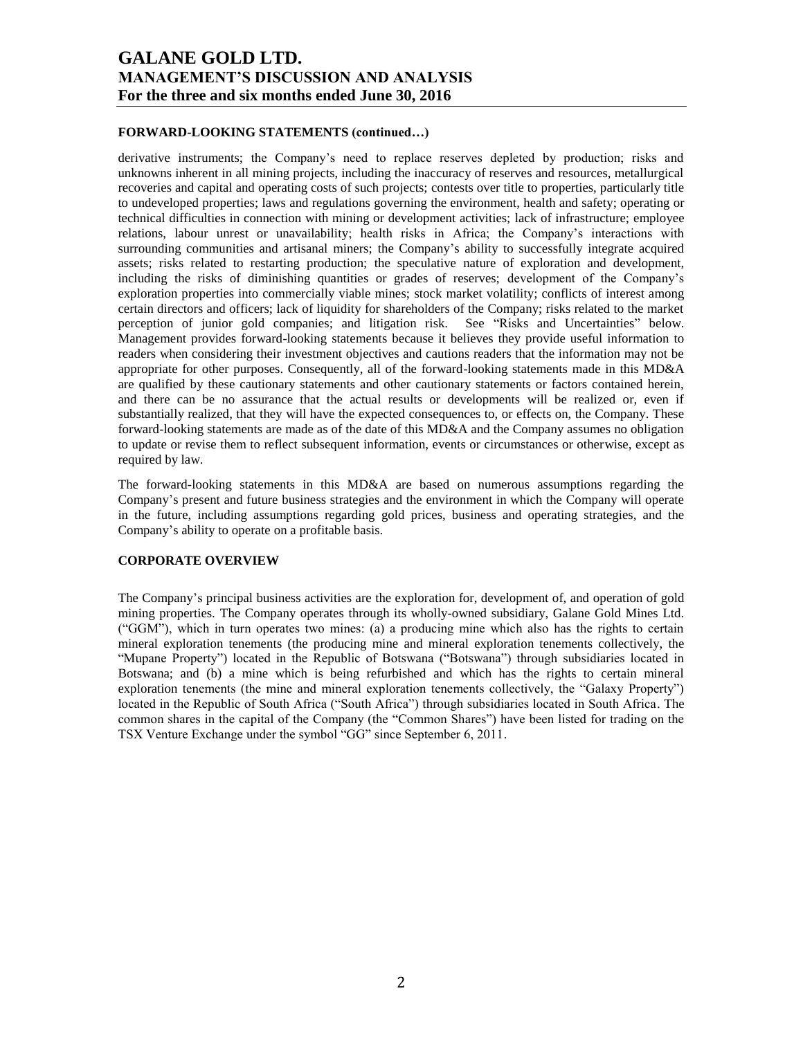## FORWARD-LOOKING STATEMENTS (continued…)

derivative instruments; the Company's need to replace reserves depleted by production; risks and unknowns inherent in all mining projects, including the inaccuracy of reserves and resources, metallurgical recoveries and capital and operating costs of such projects; contests over title to properties, particularly title to undeveloped properties; laws and regulations governing the environment, health and safety; operating or technical difficulties in connection with mining or development activities; lack of infrastructure; employee relations, labour unrest or unavailability; health risks in Africa; the Company's interactions with surrounding communities and artisanal miners; the Company's ability to successfully integrate acquired assets; risks related to restarting production; the speculative nature of exploration and development, including the risks of diminishing quantities or grades of reserves; development of the Company's exploration properties into commercially viable mines; stock market volatility; conflicts of interest among certain directors and officers; lack of liquidity for shareholders of the Company; risks related to the market perception of junior gold companies; and litigation risk. See "Risks and Uncertainties" below. Management provides forward-looking statements because it believes they provide useful information to readers when considering their investment objectives and cautions readers that the information may not be appropriate for other purposes. Consequently, all of the forward-looking statements made in this MD&A are qualified by these cautionary statements and other cautionary statements or factors contained herein, and there can be no assurance that the actual results or developments will be realized or, even if substantially realized, that they will have the expected consequences to, or effects on, the Company. These forward-looking statements are made as of the date of this MD&A and the Company assumes no obligation to update or revise them to reflect subsequent information, events or circumstances or otherwise, except as required by law.

The forward-looking statements in this MD&A are based on numerous assumptions regarding the Company's present and future business strategies and the environment in which the Company will operate in the future, including assumptions regarding gold prices, business and operating strategies, and the Company's ability to operate on a profitable basis.

## CORPORATE OVERVIEW

The Company's principal business activities are the exploration for, development of, and operation of gold mining properties. The Company operates through its wholly-owned subsidiary, Galane Gold Mines Ltd. ("GGM"), which in turn operates two mines: (a) a producing mine which also has the rights to certain mineral exploration tenements (the producing mine and mineral exploration tenements collectively, the "Mupane Property") located in the Republic of Botswana ("Botswana") through subsidiaries located in Botswana; and (b) a mine which is being refurbished and which has the rights to certain mineral exploration tenements (the mine and mineral exploration tenements collectively, the "Galaxy Property") located in the Republic of South Africa ("South Africa") through subsidiaries located in South Africa. The common shares in the capital of the Company (the "Common Shares") have been listed for trading on the TSX Venture Exchange under the symbol "GG" since September 6, 2011.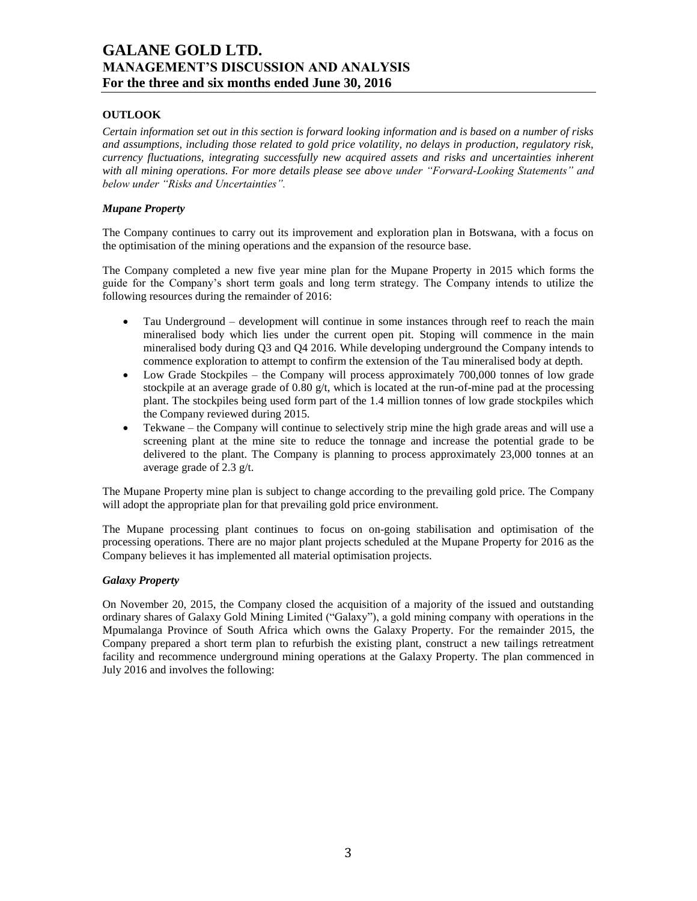## OUTLOOK

*Certain information set out in this section is forward looking information and is based on a number of risks and assumptions, including those related to gold price volatility, no delays in production, regulatory risk, currency fluctuations, integrating successfully new acquired assets and risks and uncertainties inherent with all mining operations. For more details please see above under "Forward-Looking Statements" and below under "Risks and Uncertainties".*

### *Mupane Property*

The Company continues to carry out its improvement and exploration plan in Botswana, with a focus on the optimisation of the mining operations and the expansion of the resource base.

The Company completed a new five year mine plan for the Mupane Property in 2015 which forms the guide for the Company's short term goals and long term strategy. The Company intends to utilize the following resources during the remainder of 2016:

- Tau Underground – development will continue in some instances through reef to reach the main mineralised body which lies under the current open pit. Stoping will commence in the main mineralised body during Q3 and Q4 2016. While developing underground the Company intends to commence exploration to attempt to confirm the extension of the Tau mineralised body at depth.
- Low Grade Stockpiles – the Company will process approximately 700,000 tonnes of low grade stockpile at an average grade of 0.80 g/t, which is located at the run-of-mine pad at the processing plant. The stockpiles being used form part of the 1.4 million tonnes of low grade stockpiles which the Company reviewed during 2015.
- Tekwane – the Company will continue to selectively strip mine the high grade areas and will use a screening plant at the mine site to reduce the tonnage and increase the potential grade to be delivered to the plant. The Company is planning to process approximately 23,000 tonnes at an average grade of 2.3 g/t.

The Mupane Property mine plan is subject to change according to the prevailing gold price. The Company will adopt the appropriate plan for that prevailing gold price environment.

The Mupane processing plant continues to focus on on-going stabilisation and optimisation of the processing operations. There are no major plant projects scheduled at the Mupane Property for 2016 as the Company believes it has implemented all material optimisation projects.

### *Galaxy Property*

On November 20, 2015, the Company closed the acquisition of a majority of the issued and outstanding ordinary shares of Galaxy Gold Mining Limited ("Galaxy"), a gold mining company with operations in the Mpumalanga Province of South Africa which owns the Galaxy Property. For the remainder 2015, the Company prepared a short term plan to refurbish the existing plant, construct a new tailings retreatment facility and recommence underground mining operations at the Galaxy Property. The plan commenced in July 2016 and involves the following: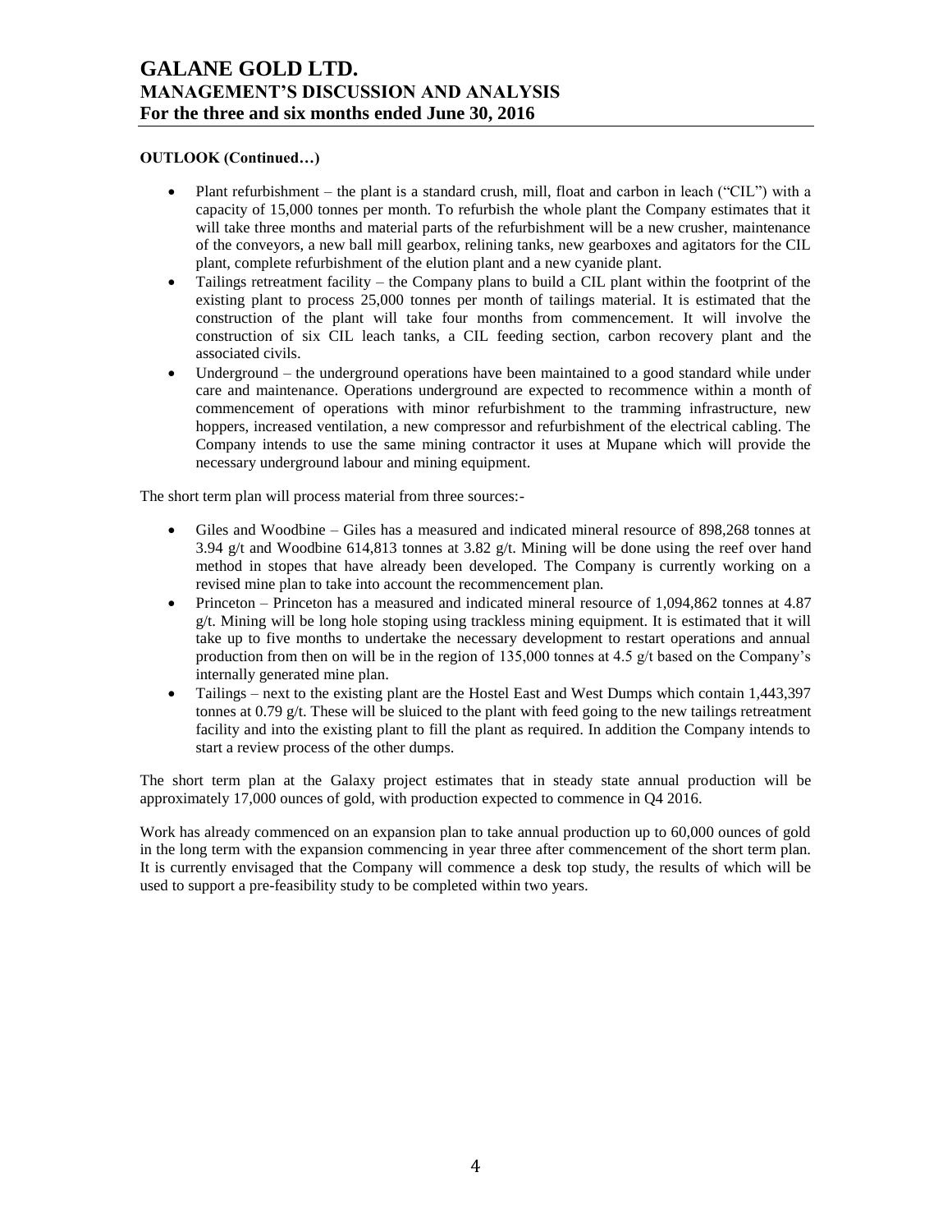**OUTLOOK (Continued…)**

- Plant refurbishment – the plant is a standard crush, mill, float and carbon in leach ("CIL") with a capacity of 15,000 tonnes per month. To refurbish the whole plant the Company estimates that it will take three months and material parts of the refurbishment will be a new crusher, maintenance of the conveyors, a new ball mill gearbox, relining tanks, new gearboxes and agitators for the CIL plant, complete refurbishment of the elution plant and a new cyanide plant.
- Tailings retreatment facility – the Company plans to build a CIL plant within the footprint of the existing plant to process 25,000 tonnes per month of tailings material. It is estimated that the construction of the plant will take four months from commencement. It will involve the construction of six CIL leach tanks, a CIL feeding section, carbon recovery plant and the associated civils.
- Underground – the underground operations have been maintained to a good standard while under care and maintenance. Operations underground are expected to recommence within a month of commencement of operations with minor refurbishment to the tramming infrastructure, new hoppers, increased ventilation, a new compressor and refurbishment of the electrical cabling. The Company intends to use the same mining contractor it uses at Mupane which will provide the necessary underground labour and mining equipment.

The short term plan will process material from three sources:-

- Giles and Woodbine – Giles has a measured and indicated mineral resource of 898,268 tonnes at 3.94 g/t and Woodbine 614,813 tonnes at 3.82 g/t. Mining will be done using the reef over hand method in stopes that have already been developed. The Company is currently working on a revised mine plan to take into account the recommencement plan.
- Princeton – Princeton has a measured and indicated mineral resource of 1,094,862 tonnes at 4.87 g/t. Mining will be long hole stoping using trackless mining equipment. It is estimated that it will take up to five months to undertake the necessary development to restart operations and annual production from then on will be in the region of 135,000 tonnes at 4.5 g/t based on the Company's internally generated mine plan.
- Tailings – next to the existing plant are the Hostel East and West Dumps which contain 1,443,397 tonnes at 0.79 g/t. These will be sluiced to the plant with feed going to the new tailings retreatment facility and into the existing plant to fill the plant as required. In addition the Company intends to start a review process of the other dumps.

The short term plan at the Galaxy project estimates that in steady state annual production will be approximately 17,000 ounces of gold, with production expected to commence in Q4 2016.

Work has already commenced on an expansion plan to take annual production up to 60,000 ounces of gold in the long term with the expansion commencing in year three after commencement of the short term plan. It is currently envisaged that the Company will commence a desk top study, the results of which will be used to support a pre-feasibility study to be completed within two years.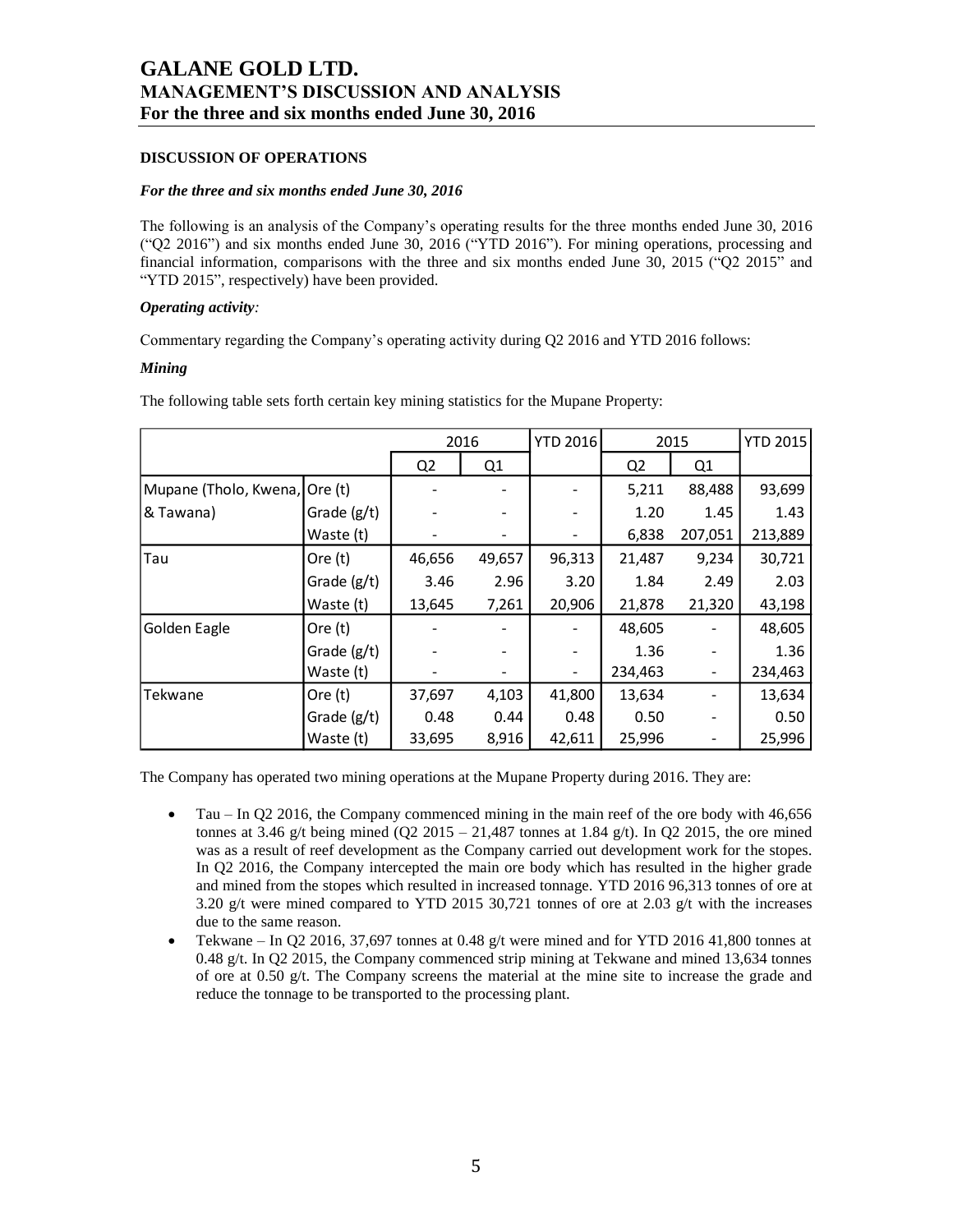### DISCUSSION OF OPERATIONS

***For the three and six months ended June 30, 2016***

The following is an analysis of the Company's operating results for the three months ended June 30, 2016 ("Q2 2016") and six months ended June 30, 2016 ("YTD 2016"). For mining operations, processing and financial information, comparisons with the three and six months ended June 30, 2015 ("Q2 2015" and "YTD 2015", respectively) have been provided.

***Operating activity:***

Commentary regarding the Company's operating activity during Q2 2016 and YTD 2016 follows:

***Mining***

The following table sets forth certain key mining statistics for the Mupane Property:

| | | 2016 | | YTD 2016 | 2015 | | YTD 2015 |
|---|---|---|---|---|---|---|---|
| | | Q2 | Q1 | | Q2 | Q1 | |
| Mupane (Tholo, Kwena, | Ore (t) | - | - | - | 5,211 | 88,488 | 93,699 |
| & Tawana) | Grade (g/t) | - | - | - | 1.20 | 1.45 | 1.43 |
| | Waste (t) | - | - | - | 6,838 | 207,051 | 213,889 |
| Tau | Ore (t) | 46,656 | 49,657 | 96,313 | 21,487 | 9,234 | 30,721 |
| | Grade (g/t) | 3.46 | 2.96 | 3.20 | 1.84 | 2.49 | 2.03 |
| | Waste (t) | 13,645 | 7,261 | 20,906 | 21,878 | 21,320 | 43,198 |
| Golden Eagle | Ore (t) | - | - | - | 48,605 | - | 48,605 |
| | Grade (g/t) | - | - | - | 1.36 | - | 1.36 |
| | Waste (t) | - | - | - | 234,463 | - | 234,463 |
| Tekwane | Ore (t) | 37,697 | 4,103 | 41,800 | 13,634 | - | 13,634 |
| | Grade (g/t) | 0.48 | 0.44 | 0.48 | 0.50 | - | 0.50 |
| | Waste (t) | 33,695 | 8,916 | 42,611 | 25,996 | - | 25,996 |

The Company has operated two mining operations at the Mupane Property during 2016. They are:

- Tau – In Q2 2016, the Company commenced mining in the main reef of the ore body with 46,656 tonnes at 3.46 g/t being mined (Q2 2015 – 21,487 tonnes at 1.84 g/t). In Q2 2015, the ore mined was as a result of reef development as the Company carried out development work for the stopes. In Q2 2016, the Company intercepted the main ore body which has resulted in the higher grade and mined from the stopes which resulted in increased tonnage. YTD 2016 96,313 tonnes of ore at 3.20 g/t were mined compared to YTD 2015 30,721 tonnes of ore at 2.03 g/t with the increases due to the same reason.
- Tekwane – In Q2 2016, 37,697 tonnes at 0.48 g/t were mined and for YTD 2016 41,800 tonnes at 0.48 g/t. In Q2 2015, the Company commenced strip mining at Tekwane and mined 13,634 tonnes of ore at 0.50 g/t. The Company screens the material at the mine site to increase the grade and reduce the tonnage to be transported to the processing plant.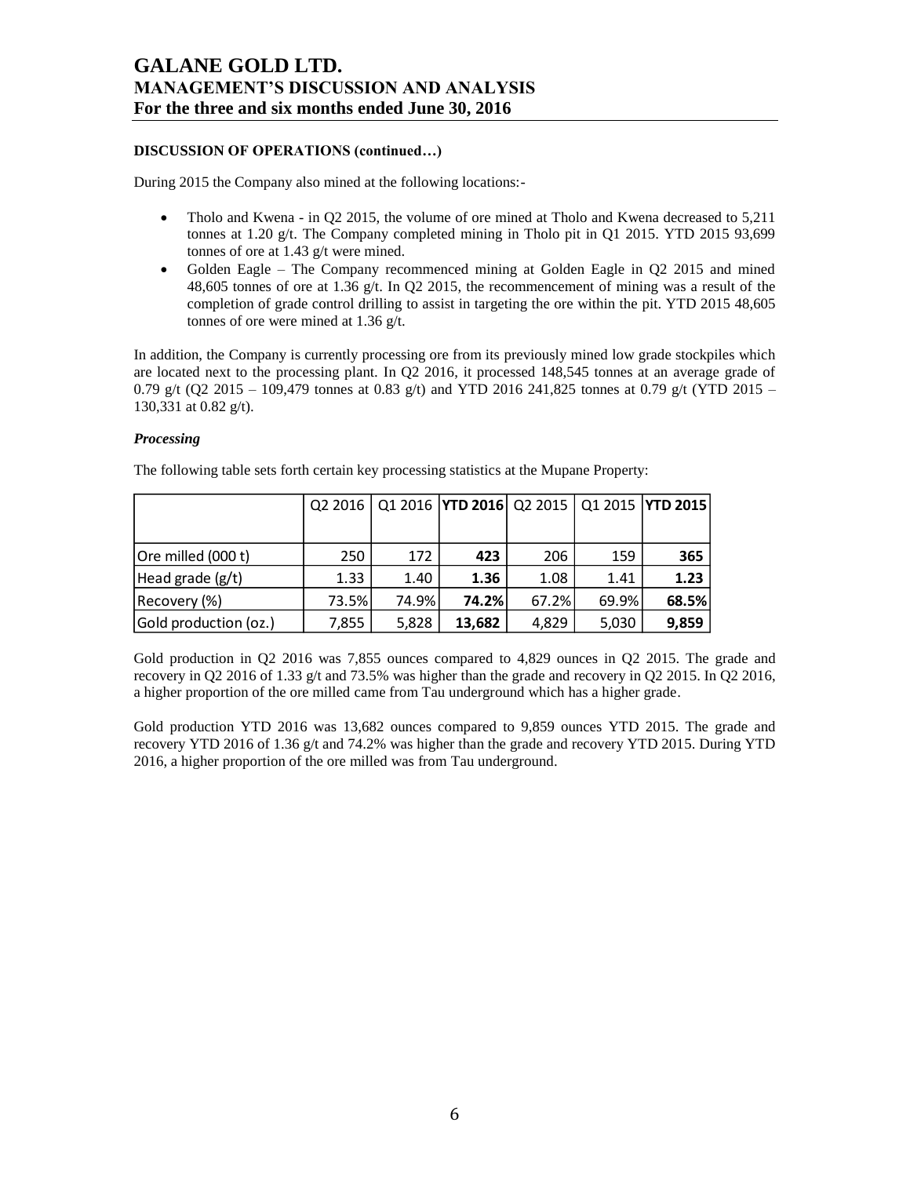**DISCUSSION OF OPERATIONS (continued…)**

During 2015 the Company also mined at the following locations:-

- Tholo and Kwena - in Q2 2015, the volume of ore mined at Tholo and Kwena decreased to 5,211 tonnes at 1.20 g/t. The Company completed mining in Tholo pit in Q1 2015. YTD 2015 93,699 tonnes of ore at 1.43 g/t were mined.
- Golden Eagle – The Company recommenced mining at Golden Eagle in Q2 2015 and mined 48,605 tonnes of ore at 1.36 g/t. In Q2 2015, the recommencement of mining was a result of the completion of grade control drilling to assist in targeting the ore within the pit. YTD 2015 48,605 tonnes of ore were mined at 1.36 g/t.

In addition, the Company is currently processing ore from its previously mined low grade stockpiles which are located next to the processing plant. In Q2 2016, it processed 148,545 tonnes at an average grade of 0.79 g/t (Q2 2015 – 109,479 tonnes at 0.83 g/t) and YTD 2016 241,825 tonnes at 0.79 g/t (YTD 2015 – 130,331 at 0.82 g/t).

***Processing***

The following table sets forth certain key processing statistics at the Mupane Property:

| | Q2 2016 | Q1 2016 | **YTD 2016** | Q2 2015 | Q1 2015 | **YTD 2015** |
|---|---|---|---|---|---|---|
| Ore milled (000 t) | 250 | 172 | **423** | 206 | 159 | **365** |
| Head grade (g/t) | 1.33 | 1.40 | **1.36** | 1.08 | 1.41 | **1.23** |
| Recovery (%) | 73.5% | 74.9% | **74.2%** | 67.2% | 69.9% | **68.5%** |
| Gold production (oz.) | 7,855 | 5,828 | **13,682** | 4,829 | 5,030 | **9,859** |

Gold production in Q2 2016 was 7,855 ounces compared to 4,829 ounces in Q2 2015. The grade and recovery in Q2 2016 of 1.33 g/t and 73.5% was higher than the grade and recovery in Q2 2015. In Q2 2016, a higher proportion of the ore milled came from Tau underground which has a higher grade.

Gold production YTD 2016 was 13,682 ounces compared to 9,859 ounces YTD 2015. The grade and recovery YTD 2016 of 1.36 g/t and 74.2% was higher than the grade and recovery YTD 2015. During YTD 2016, a higher proportion of the ore milled was from Tau underground.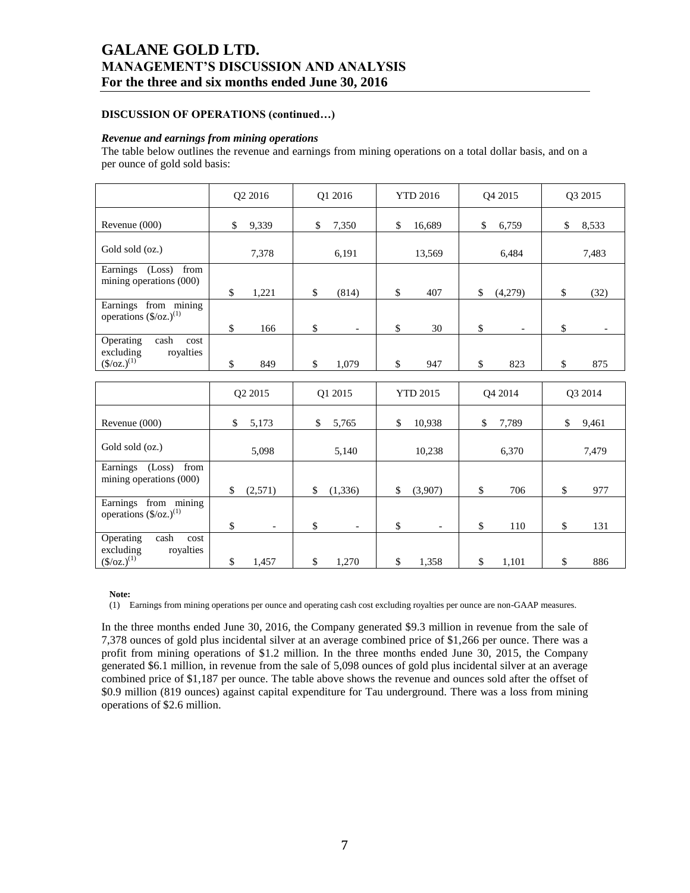### DISCUSSION OF OPERATIONS (continued…)

#### *Revenue and earnings from mining operations*

The table below outlines the revenue and earnings from mining operations on a total dollar basis, and on a per ounce of gold sold basis:

| | Q2 2016 | Q1 2016 | YTD 2016 | Q4 2015 | Q3 2015 |
|---|---|---|---|---|---|
| Revenue (000) | $ 9,339 | $ 7,350 | $ 16,689 | $ 6,759 | $ 8,533 |
| Gold sold (oz.) | 7,378 | 6,191 | 13,569 | 6,484 | 7,483 |
| Earnings (Loss) from mining operations (000) | $ 1,221 | $ (814) | $ 407 | $ (4,279) | $ (32) |
| Earnings from mining operations ($/oz.)[1] | $ 166 | $ - | $ 30 | $ - | $ - |
| Operating cash cost excluding royalties ($/oz.)[1] | $ 849 | $ 1,079 | $ 947 | $ 823 | $ 875 |

| | Q2 2015 | Q1 2015 | YTD 2015 | Q4 2014 | Q3 2014 |
|---|---|---|---|---|---|
| Revenue (000) | $ 5,173 | $ 5,765 | $ 10,938 | $ 7,789 | $ 9,461 |
| Gold sold (oz.) | 5,098 | 5,140 | 10,238 | 6,370 | 7,479 |
| Earnings (Loss) from mining operations (000) | $ (2,571) | $ (1,336) | $ (3,907) | $ 706 | $ 977 |
| Earnings from mining operations ($/oz.)[1] | $ - | $ - | $ - | $ 110 | $ 131 |
| Operating cash cost excluding royalties ($/oz.)[1] | $ 1,457 | $ 1,270 | $ 1,358 | $ 1,101 | $ 886 |

**Note:**

(1) Earnings from mining operations per ounce and operating cash cost excluding royalties per ounce are non-GAAP measures.

In the three months ended June 30, 2016, the Company generated $9.3 million in revenue from the sale of 7,378 ounces of gold plus incidental silver at an average combined price of $1,266 per ounce. There was a profit from mining operations of $1.2 million. In the three months ended June 30, 2015, the Company generated $6.1 million, in revenue from the sale of 5,098 ounces of gold plus incidental silver at an average combined price of $1,187 per ounce. The table above shows the revenue and ounces sold after the offset of $0.9 million (819 ounces) against capital expenditure for Tau underground. There was a loss from mining operations of $2.6 million.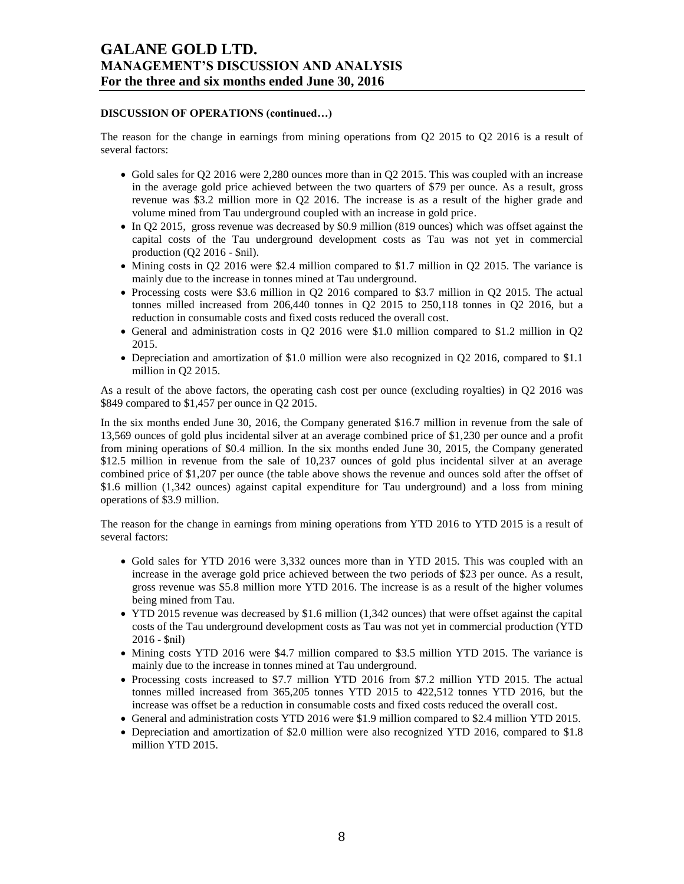**DISCUSSION OF OPERATIONS (continued…)**

The reason for the change in earnings from mining operations from Q2 2015 to Q2 2016 is a result of several factors:

- Gold sales for Q2 2016 were 2,280 ounces more than in Q2 2015. This was coupled with an increase in the average gold price achieved between the two quarters of $79 per ounce. As a result, gross revenue was $3.2 million more in Q2 2016. The increase is as a result of the higher grade and volume mined from Tau underground coupled with an increase in gold price.
- In Q2 2015, gross revenue was decreased by $0.9 million (819 ounces) which was offset against the capital costs of the Tau underground development costs as Tau was not yet in commercial production (Q2 2016 - $nil).
- Mining costs in Q2 2016 were $2.4 million compared to $1.7 million in Q2 2015. The variance is mainly due to the increase in tonnes mined at Tau underground.
- Processing costs were $3.6 million in Q2 2016 compared to $3.7 million in Q2 2015. The actual tonnes milled increased from 206,440 tonnes in Q2 2015 to 250,118 tonnes in Q2 2016, but a reduction in consumable costs and fixed costs reduced the overall cost.
- General and administration costs in Q2 2016 were $1.0 million compared to $1.2 million in Q2 2015.
- Depreciation and amortization of $1.0 million were also recognized in Q2 2016, compared to $1.1 million in Q2 2015.

As a result of the above factors, the operating cash cost per ounce (excluding royalties) in Q2 2016 was $849 compared to $1,457 per ounce in Q2 2015.

In the six months ended June 30, 2016, the Company generated $16.7 million in revenue from the sale of 13,569 ounces of gold plus incidental silver at an average combined price of $1,230 per ounce and a profit from mining operations of $0.4 million. In the six months ended June 30, 2015, the Company generated $12.5 million in revenue from the sale of 10,237 ounces of gold plus incidental silver at an average combined price of $1,207 per ounce (the table above shows the revenue and ounces sold after the offset of $1.6 million (1,342 ounces) against capital expenditure for Tau underground) and a loss from mining operations of $3.9 million.

The reason for the change in earnings from mining operations from YTD 2016 to YTD 2015 is a result of several factors:

- Gold sales for YTD 2016 were 3,332 ounces more than in YTD 2015. This was coupled with an increase in the average gold price achieved between the two periods of $23 per ounce. As a result, gross revenue was $5.8 million more YTD 2016. The increase is as a result of the higher volumes being mined from Tau.
- YTD 2015 revenue was decreased by $1.6 million (1,342 ounces) that were offset against the capital costs of the Tau underground development costs as Tau was not yet in commercial production (YTD 2016 - $nil)
- Mining costs YTD 2016 were $4.7 million compared to $3.5 million YTD 2015. The variance is mainly due to the increase in tonnes mined at Tau underground.
- Processing costs increased to $7.7 million YTD 2016 from $7.2 million YTD 2015. The actual tonnes milled increased from 365,205 tonnes YTD 2015 to 422,512 tonnes YTD 2016, but the increase was offset be a reduction in consumable costs and fixed costs reduced the overall cost.
- General and administration costs YTD 2016 were $1.9 million compared to $2.4 million YTD 2015.
- Depreciation and amortization of $2.0 million were also recognized YTD 2016, compared to $1.8 million YTD 2015.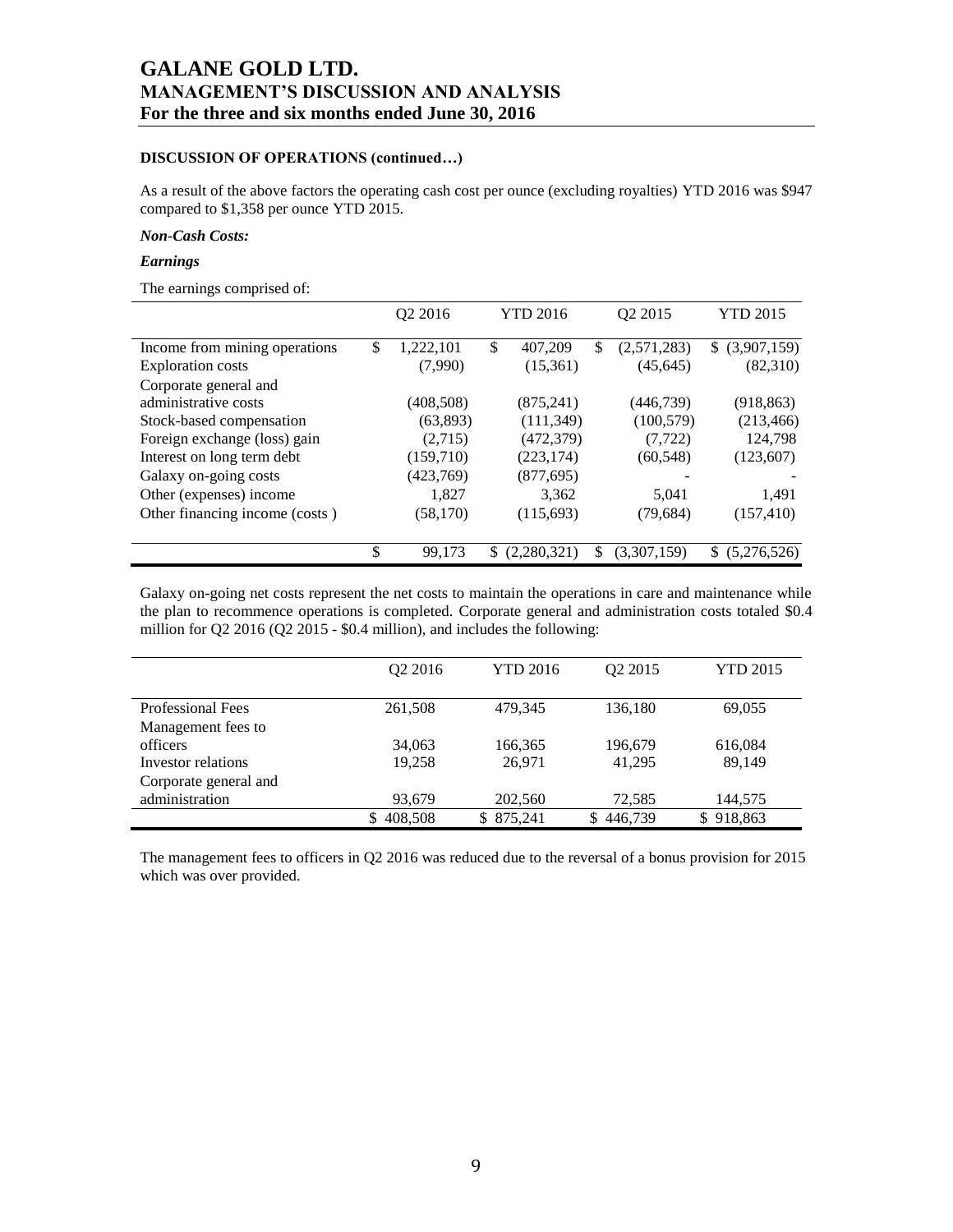**DISCUSSION OF OPERATIONS (continued…)**

As a result of the above factors the operating cash cost per ounce (excluding royalties) YTD 2016 was $947 compared to $1,358 per ounce YTD 2015.

***Non-Cash Costs:***

***Earnings***

The earnings comprised of:

| | Q2 2016 | YTD 2016 | Q2 2015 | YTD 2015 |
|---|---|---|---|---|
| Income from mining operations | $ 1,222,101 | $ 407,209 | $ (2,571,283) | $ (3,907,159) |
| Exploration costs | (7,990) | (15,361) | (45,645) | (82,310) |
| Corporate general and administrative costs | (408,508) | (875,241) | (446,739) | (918,863) |
| Stock-based compensation | (63,893) | (111,349) | (100,579) | (213,466) |
| Foreign exchange (loss) gain | (2,715) | (472,379) | (7,722) | 124,798 |
| Interest on long term debt | (159,710) | (223,174) | (60,548) | (123,607) |
| Galaxy on-going costs | (423,769) | (877,695) | - | - |
| Other (expenses) income | 1,827 | 3,362 | 5,041 | 1,491 |
| Other financing income (costs ) | (58,170) | (115,693) | (79,684) | (157,410) |
| | $ 99,173 | $ (2,280,321) | $ (3,307,159) | $ (5,276,526) |

Galaxy on-going net costs represent the net costs to maintain the operations in care and maintenance while the plan to recommence operations is completed. Corporate general and administration costs totaled $0.4 million for Q2 2016 (Q2 2015 - $0.4 million), and includes the following:

| | Q2 2016 | YTD 2016 | Q2 2015 | YTD 2015 |
|---|---|---|---|---|
| Professional Fees | 261,508 | 479,345 | 136,180 | 69,055 |
| Management fees to officers | 34,063 | 166,365 | 196,679 | 616,084 |
| Investor relations | 19,258 | 26,971 | 41,295 | 89,149 |
| Corporate general and administration | 93,679 | 202,560 | 72,585 | 144,575 |
| | $ 408,508 | $ 875,241 | $ 446,739 | $ 918,863 |

The management fees to officers in Q2 2016 was reduced due to the reversal of a bonus provision for 2015 which was over provided.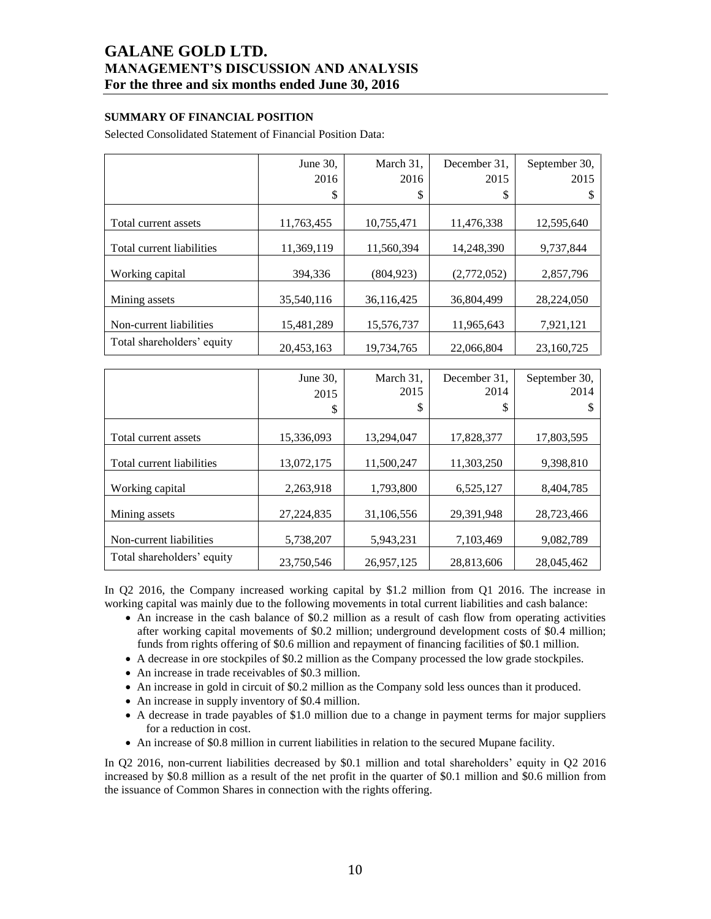### SUMMARY OF FINANCIAL POSITION

Selected Consolidated Statement of Financial Position Data:

| | June 30, 2016 $ | March 31, 2016 $ | December 31, 2015 $ | September 30, 2015 $ |
|---|---|---|---|---|
| Total current assets | 11,763,455 | 10,755,471 | 11,476,338 | 12,595,640 |
| Total current liabilities | 11,369,119 | 11,560,394 | 14,248,390 | 9,737,844 |
| Working capital | 394,336 | (804,923) | (2,772,052) | 2,857,796 |
| Mining assets | 35,540,116 | 36,116,425 | 36,804,499 | 28,224,050 |
| Non-current liabilities | 15,481,289 | 15,576,737 | 11,965,643 | 7,921,121 |
| Total shareholders' equity | 20,453,163 | 19,734,765 | 22,066,804 | 23,160,725 |

| | June 30, 2015 $ | March 31, 2015 $ | December 31, 2014 $ | September 30, 2014 $ |
|---|---|---|---|---|
| Total current assets | 15,336,093 | 13,294,047 | 17,828,377 | 17,803,595 |
| Total current liabilities | 13,072,175 | 11,500,247 | 11,303,250 | 9,398,810 |
| Working capital | 2,263,918 | 1,793,800 | 6,525,127 | 8,404,785 |
| Mining assets | 27,224,835 | 31,106,556 | 29,391,948 | 28,723,466 |
| Non-current liabilities | 5,738,207 | 5,943,231 | 7,103,469 | 9,082,789 |
| Total shareholders' equity | 23,750,546 | 26,957,125 | 28,813,606 | 28,045,462 |

In Q2 2016, the Company increased working capital by $1.2 million from Q1 2016. The increase in working capital was mainly due to the following movements in total current liabilities and cash balance:

- An increase in the cash balance of $0.2 million as a result of cash flow from operating activities after working capital movements of $0.2 million; underground development costs of $0.4 million; funds from rights offering of $0.6 million and repayment of financing facilities of $0.1 million.
- A decrease in ore stockpiles of $0.2 million as the Company processed the low grade stockpiles.
- An increase in trade receivables of $0.3 million.
- An increase in gold in circuit of $0.2 million as the Company sold less ounces than it produced.
- An increase in supply inventory of $0.4 million.
- A decrease in trade payables of $1.0 million due to a change in payment terms for major suppliers for a reduction in cost.
- An increase of $0.8 million in current liabilities in relation to the secured Mupane facility.

In Q2 2016, non-current liabilities decreased by $0.1 million and total shareholders' equity in Q2 2016 increased by $0.8 million as a result of the net profit in the quarter of $0.1 million and $0.6 million from the issuance of Common Shares in connection with the rights offering.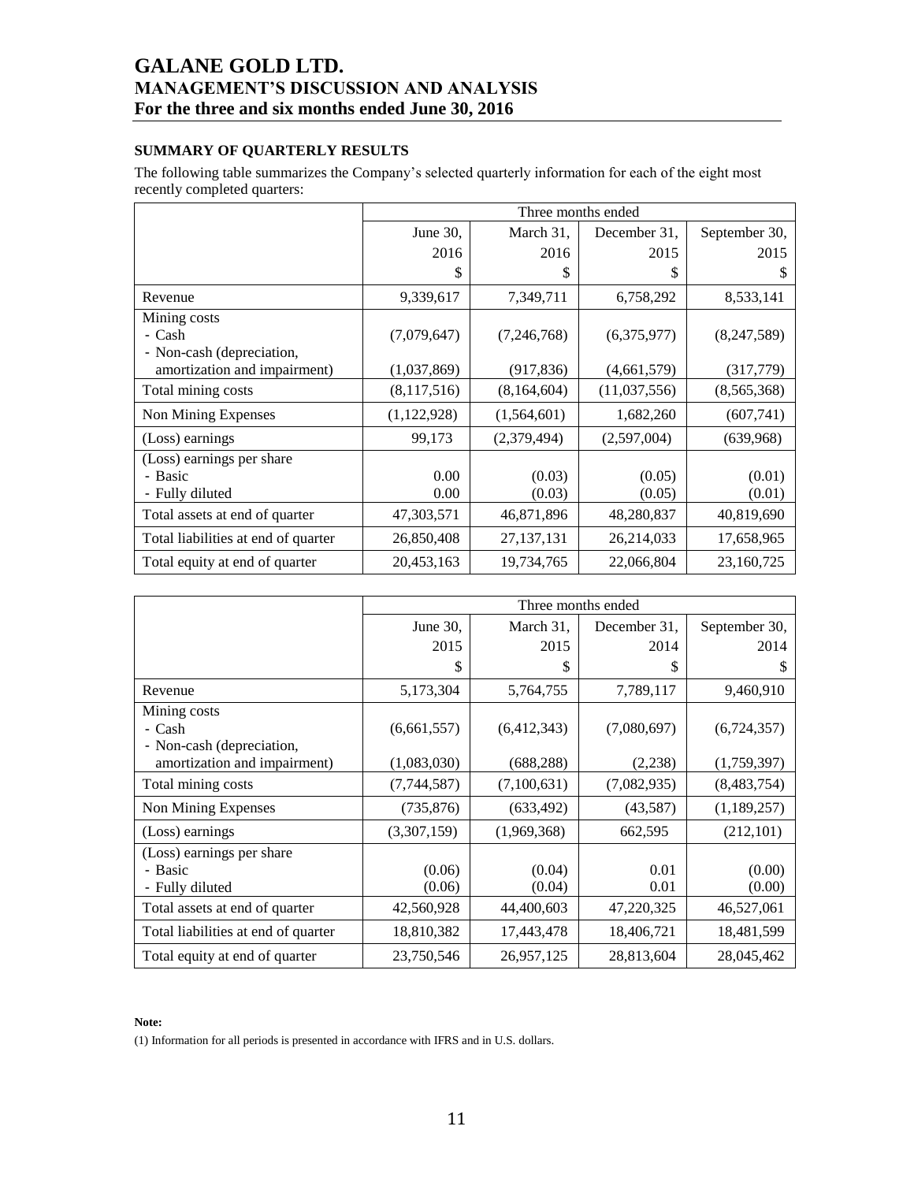## SUMMARY OF QUARTERLY RESULTS

The following table summarizes the Company's selected quarterly information for each of the eight most recently completed quarters:

| | Three months ended | | | |
|---|---|---|---|---|
| | June 30, 2016 $ | March 31, 2016 $ | December 31, 2015 $ | September 30, 2015 $ |
| Revenue | 9,339,617 | 7,349,711 | 6,758,292 | 8,533,141 |
| Mining costs | | | | |
| - Cash | (7,079,647) | (7,246,768) | (6,375,977) | (8,247,589) |
| - Non-cash (depreciation, amortization and impairment) | (1,037,869) | (917,836) | (4,661,579) | (317,779) |
| Total mining costs | (8,117,516) | (8,164,604) | (11,037,556) | (8,565,368) |
| Non Mining Expenses | (1,122,928) | (1,564,601) | 1,682,260 | (607,741) |
| (Loss) earnings | 99,173 | (2,379,494) | (2,597,004) | (639,968) |
| (Loss) earnings per share | | | | |
| - Basic | 0.00 | (0.03) | (0.05) | (0.01) |
| - Fully diluted | 0.00 | (0.03) | (0.05) | (0.01) |
| Total assets at end of quarter | 47,303,571 | 46,871,896 | 48,280,837 | 40,819,690 |
| Total liabilities at end of quarter | 26,850,408 | 27,137,131 | 26,214,033 | 17,658,965 |
| Total equity at end of quarter | 20,453,163 | 19,734,765 | 22,066,804 | 23,160,725 |

| | Three months ended | | | |
|---|---|---|---|---|
| | June 30, 2015 $ | March 31, 2015 $ | December 31, 2014 $ | September 30, 2014 $ |
| Revenue | 5,173,304 | 5,764,755 | 7,789,117 | 9,460,910 |
| Mining costs | | | | |
| - Cash | (6,661,557) | (6,412,343) | (7,080,697) | (6,724,357) |
| - Non-cash (depreciation, amortization and impairment) | (1,083,030) | (688,288) | (2,238) | (1,759,397) |
| Total mining costs | (7,744,587) | (7,100,631) | (7,082,935) | (8,483,754) |
| Non Mining Expenses | (735,876) | (633,492) | (43,587) | (1,189,257) |
| (Loss) earnings | (3,307,159) | (1,969,368) | 662,595 | (212,101) |
| (Loss) earnings per share | | | | |
| - Basic | (0.06) | (0.04) | 0.01 | (0.00) |
| - Fully diluted | (0.06) | (0.04) | 0.01 | (0.00) |
| Total assets at end of quarter | 42,560,928 | 44,400,603 | 47,220,325 | 46,527,061 |
| Total liabilities at end of quarter | 18,810,382 | 17,443,478 | 18,406,721 | 18,481,599 |
| Total equity at end of quarter | 23,750,546 | 26,957,125 | 28,813,604 | 28,045,462 |

**Note:**

(1) Information for all periods is presented in accordance with IFRS and in U.S. dollars.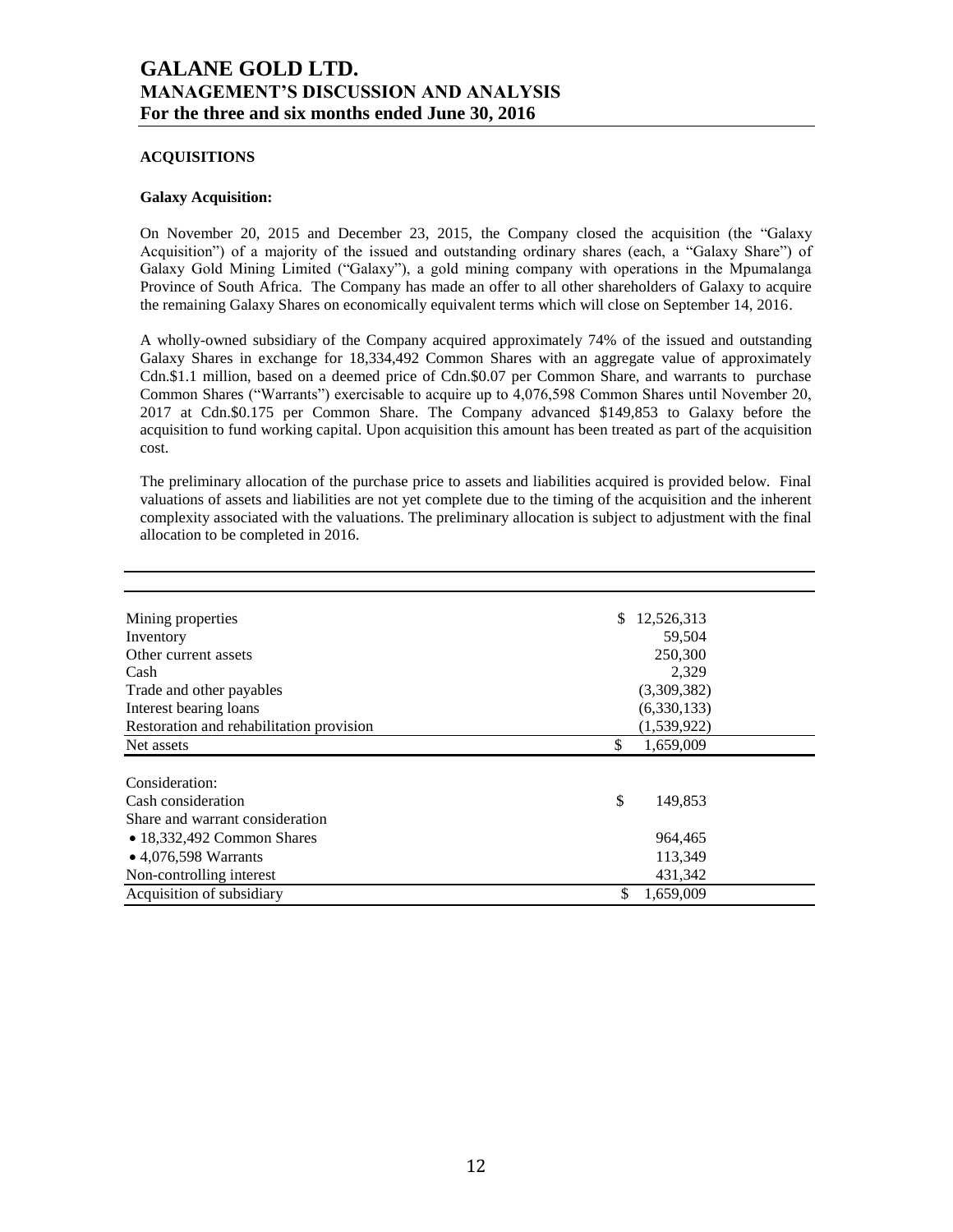### ACQUISITIONS

**Galaxy Acquisition:**

On November 20, 2015 and December 23, 2015, the Company closed the acquisition (the "Galaxy Acquisition") of a majority of the issued and outstanding ordinary shares (each, a "Galaxy Share") of Galaxy Gold Mining Limited ("Galaxy"), a gold mining company with operations in the Mpumalanga Province of South Africa. The Company has made an offer to all other shareholders of Galaxy to acquire the remaining Galaxy Shares on economically equivalent terms which will close on September 14, 2016.

A wholly-owned subsidiary of the Company acquired approximately 74% of the issued and outstanding Galaxy Shares in exchange for 18,334,492 Common Shares with an aggregate value of approximately Cdn.$1.1 million, based on a deemed price of Cdn.$0.07 per Common Share, and warrants to purchase Common Shares ("Warrants") exercisable to acquire up to 4,076,598 Common Shares until November 20, 2017 at Cdn.$0.175 per Common Share. The Company advanced $149,853 to Galaxy before the acquisition to fund working capital. Upon acquisition this amount has been treated as part of the acquisition cost.

The preliminary allocation of the purchase price to assets and liabilities acquired is provided below. Final valuations of assets and liabilities are not yet complete due to the timing of the acquisition and the inherent complexity associated with the valuations. The preliminary allocation is subject to adjustment with the final allocation to be completed in 2016.

| | |
|---|---|
| Mining properties | $ 12,526,313 |
| Inventory | 59,504 |
| Other current assets | 250,300 |
| Cash | 2,329 |
| Trade and other payables | (3,309,382) |
| Interest bearing loans | (6,330,133) |
| Restoration and rehabilitation provision | (1,539,922) |
| Net assets | $ 1,659,009 |
| | |
| Consideration: | |
| Cash consideration | $ 149,853 |
| Share and warrant consideration | |
| • 18,332,492 Common Shares | 964,465 |
| • 4,076,598 Warrants | 113,349 |
| Non-controlling interest | 431,342 |
| Acquisition of subsidiary | $ 1,659,009 |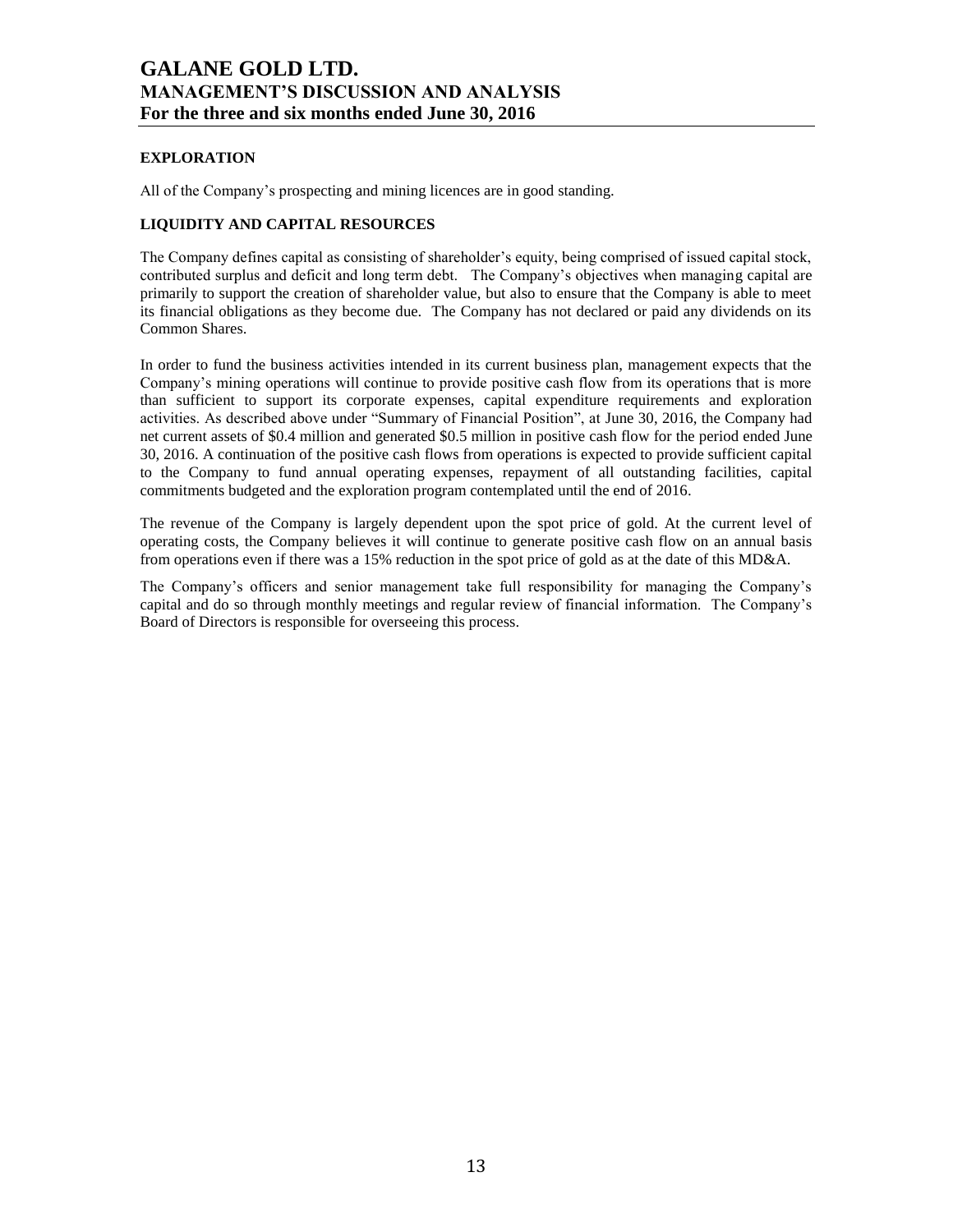## EXPLORATION

All of the Company's prospecting and mining licences are in good standing.

## LIQUIDITY AND CAPITAL RESOURCES

The Company defines capital as consisting of shareholder's equity, being comprised of issued capital stock, contributed surplus and deficit and long term debt. The Company's objectives when managing capital are primarily to support the creation of shareholder value, but also to ensure that the Company is able to meet its financial obligations as they become due. The Company has not declared or paid any dividends on its Common Shares.

In order to fund the business activities intended in its current business plan, management expects that the Company's mining operations will continue to provide positive cash flow from its operations that is more than sufficient to support its corporate expenses, capital expenditure requirements and exploration activities. As described above under "Summary of Financial Position", at June 30, 2016, the Company had net current assets of $0.4 million and generated $0.5 million in positive cash flow for the period ended June 30, 2016. A continuation of the positive cash flows from operations is expected to provide sufficient capital to the Company to fund annual operating expenses, repayment of all outstanding facilities, capital commitments budgeted and the exploration program contemplated until the end of 2016.

The revenue of the Company is largely dependent upon the spot price of gold. At the current level of operating costs, the Company believes it will continue to generate positive cash flow on an annual basis from operations even if there was a 15% reduction in the spot price of gold as at the date of this MD&A.

The Company's officers and senior management take full responsibility for managing the Company's capital and do so through monthly meetings and regular review of financial information. The Company's Board of Directors is responsible for overseeing this process.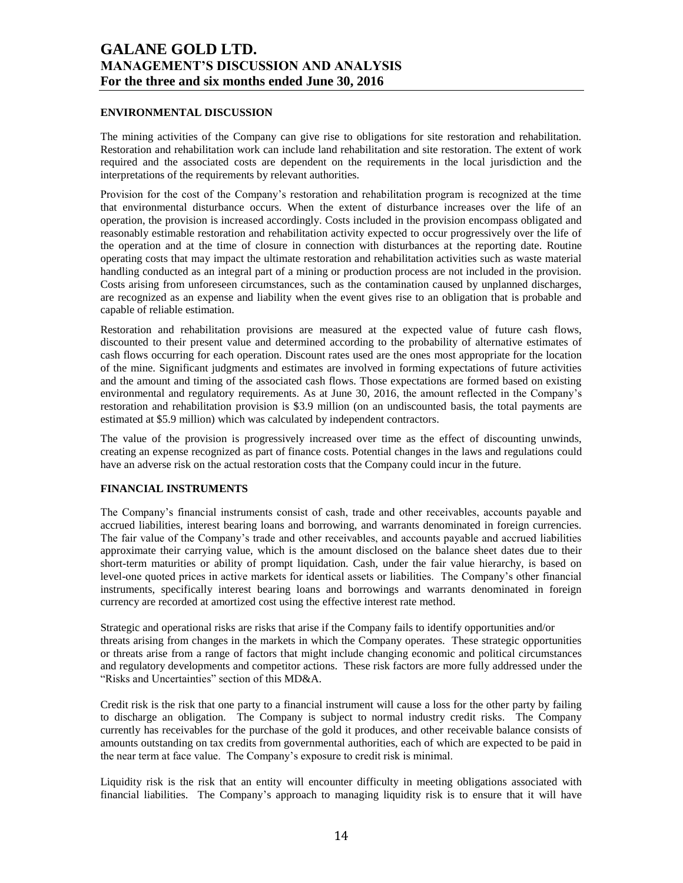## ENVIRONMENTAL DISCUSSION

The mining activities of the Company can give rise to obligations for site restoration and rehabilitation. Restoration and rehabilitation work can include land rehabilitation and site restoration. The extent of work required and the associated costs are dependent on the requirements in the local jurisdiction and the interpretations of the requirements by relevant authorities.

Provision for the cost of the Company's restoration and rehabilitation program is recognized at the time that environmental disturbance occurs. When the extent of disturbance increases over the life of an operation, the provision is increased accordingly. Costs included in the provision encompass obligated and reasonably estimable restoration and rehabilitation activity expected to occur progressively over the life of the operation and at the time of closure in connection with disturbances at the reporting date. Routine operating costs that may impact the ultimate restoration and rehabilitation activities such as waste material handling conducted as an integral part of a mining or production process are not included in the provision. Costs arising from unforeseen circumstances, such as the contamination caused by unplanned discharges, are recognized as an expense and liability when the event gives rise to an obligation that is probable and capable of reliable estimation.

Restoration and rehabilitation provisions are measured at the expected value of future cash flows, discounted to their present value and determined according to the probability of alternative estimates of cash flows occurring for each operation. Discount rates used are the ones most appropriate for the location of the mine. Significant judgments and estimates are involved in forming expectations of future activities and the amount and timing of the associated cash flows. Those expectations are formed based on existing environmental and regulatory requirements. As at June 30, 2016, the amount reflected in the Company's restoration and rehabilitation provision is $3.9 million (on an undiscounted basis, the total payments are estimated at $5.9 million) which was calculated by independent contractors.

The value of the provision is progressively increased over time as the effect of discounting unwinds, creating an expense recognized as part of finance costs. Potential changes in the laws and regulations could have an adverse risk on the actual restoration costs that the Company could incur in the future.

## FINANCIAL INSTRUMENTS

The Company's financial instruments consist of cash, trade and other receivables, accounts payable and accrued liabilities, interest bearing loans and borrowing, and warrants denominated in foreign currencies. The fair value of the Company's trade and other receivables, and accounts payable and accrued liabilities approximate their carrying value, which is the amount disclosed on the balance sheet dates due to their short-term maturities or ability of prompt liquidation. Cash, under the fair value hierarchy, is based on level-one quoted prices in active markets for identical assets or liabilities. The Company's other financial instruments, specifically interest bearing loans and borrowings and warrants denominated in foreign currency are recorded at amortized cost using the effective interest rate method.

Strategic and operational risks are risks that arise if the Company fails to identify opportunities and/or threats arising from changes in the markets in which the Company operates. These strategic opportunities or threats arise from a range of factors that might include changing economic and political circumstances and regulatory developments and competitor actions. These risk factors are more fully addressed under the "Risks and Uncertainties" section of this MD&A.

Credit risk is the risk that one party to a financial instrument will cause a loss for the other party by failing to discharge an obligation. The Company is subject to normal industry credit risks. The Company currently has receivables for the purchase of the gold it produces, and other receivable balance consists of amounts outstanding on tax credits from governmental authorities, each of which are expected to be paid in the near term at face value. The Company's exposure to credit risk is minimal.

Liquidity risk is the risk that an entity will encounter difficulty in meeting obligations associated with financial liabilities. The Company's approach to managing liquidity risk is to ensure that it will have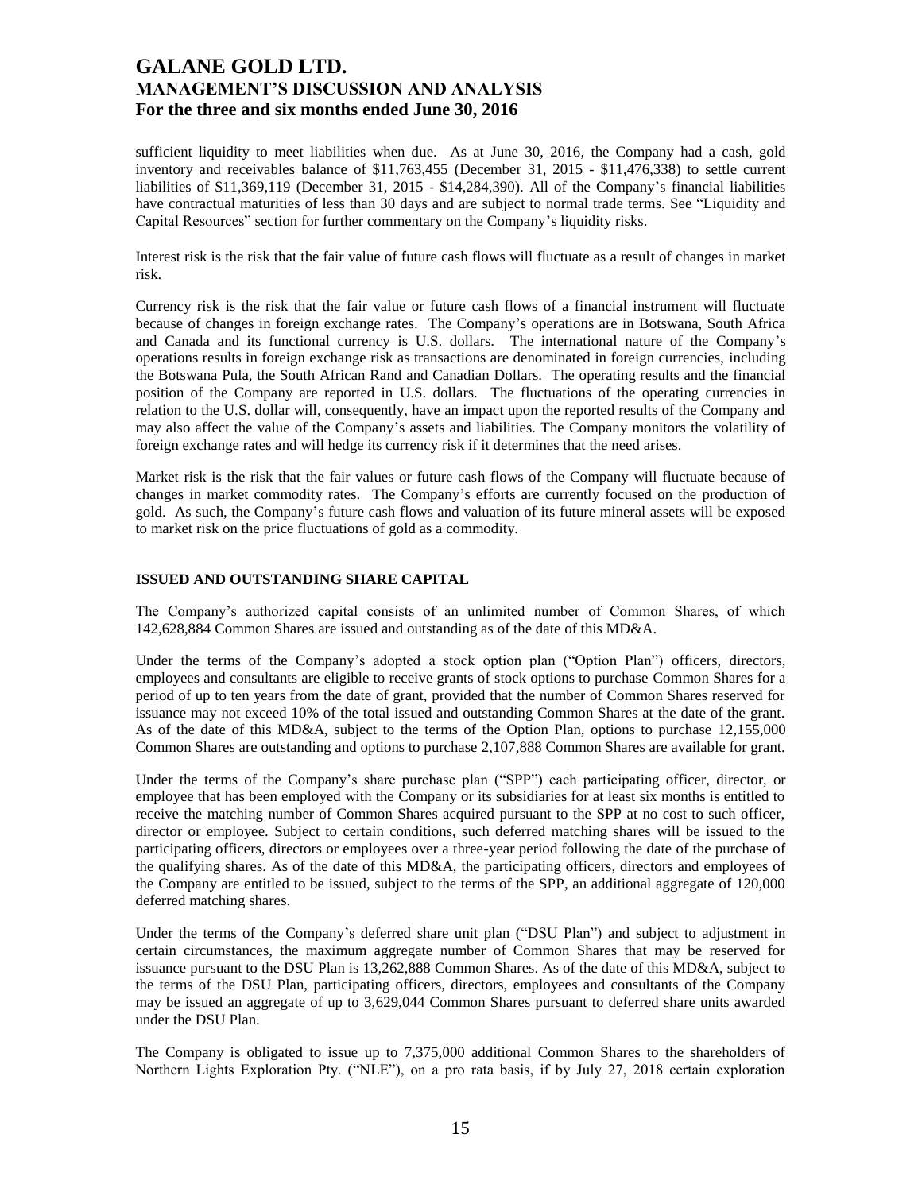sufficient liquidity to meet liabilities when due. As at June 30, 2016, the Company had a cash, gold inventory and receivables balance of $11,763,455 (December 31, 2015 - $11,476,338) to settle current liabilities of $11,369,119 (December 31, 2015 - $14,284,390). All of the Company's financial liabilities have contractual maturities of less than 30 days and are subject to normal trade terms. See "Liquidity and Capital Resources" section for further commentary on the Company's liquidity risks.

Interest risk is the risk that the fair value of future cash flows will fluctuate as a result of changes in market risk.

Currency risk is the risk that the fair value or future cash flows of a financial instrument will fluctuate because of changes in foreign exchange rates. The Company's operations are in Botswana, South Africa and Canada and its functional currency is U.S. dollars. The international nature of the Company's operations results in foreign exchange risk as transactions are denominated in foreign currencies, including the Botswana Pula, the South African Rand and Canadian Dollars. The operating results and the financial position of the Company are reported in U.S. dollars. The fluctuations of the operating currencies in relation to the U.S. dollar will, consequently, have an impact upon the reported results of the Company and may also affect the value of the Company's assets and liabilities. The Company monitors the volatility of foreign exchange rates and will hedge its currency risk if it determines that the need arises.

Market risk is the risk that the fair values or future cash flows of the Company will fluctuate because of changes in market commodity rates. The Company's efforts are currently focused on the production of gold. As such, the Company's future cash flows and valuation of its future mineral assets will be exposed to market risk on the price fluctuations of gold as a commodity.

## ISSUED AND OUTSTANDING SHARE CAPITAL

The Company's authorized capital consists of an unlimited number of Common Shares, of which 142,628,884 Common Shares are issued and outstanding as of the date of this MD&A.

Under the terms of the Company's adopted a stock option plan ("Option Plan") officers, directors, employees and consultants are eligible to receive grants of stock options to purchase Common Shares for a period of up to ten years from the date of grant, provided that the number of Common Shares reserved for issuance may not exceed 10% of the total issued and outstanding Common Shares at the date of the grant. As of the date of this MD&A, subject to the terms of the Option Plan, options to purchase 12,155,000 Common Shares are outstanding and options to purchase 2,107,888 Common Shares are available for grant.

Under the terms of the Company's share purchase plan ("SPP") each participating officer, director, or employee that has been employed with the Company or its subsidiaries for at least six months is entitled to receive the matching number of Common Shares acquired pursuant to the SPP at no cost to such officer, director or employee. Subject to certain conditions, such deferred matching shares will be issued to the participating officers, directors or employees over a three-year period following the date of the purchase of the qualifying shares. As of the date of this MD&A, the participating officers, directors and employees of the Company are entitled to be issued, subject to the terms of the SPP, an additional aggregate of 120,000 deferred matching shares.

Under the terms of the Company's deferred share unit plan ("DSU Plan") and subject to adjustment in certain circumstances, the maximum aggregate number of Common Shares that may be reserved for issuance pursuant to the DSU Plan is 13,262,888 Common Shares. As of the date of this MD&A, subject to the terms of the DSU Plan, participating officers, directors, employees and consultants of the Company may be issued an aggregate of up to 3,629,044 Common Shares pursuant to deferred share units awarded under the DSU Plan.

The Company is obligated to issue up to 7,375,000 additional Common Shares to the shareholders of Northern Lights Exploration Pty. ("NLE"), on a pro rata basis, if by July 27, 2018 certain exploration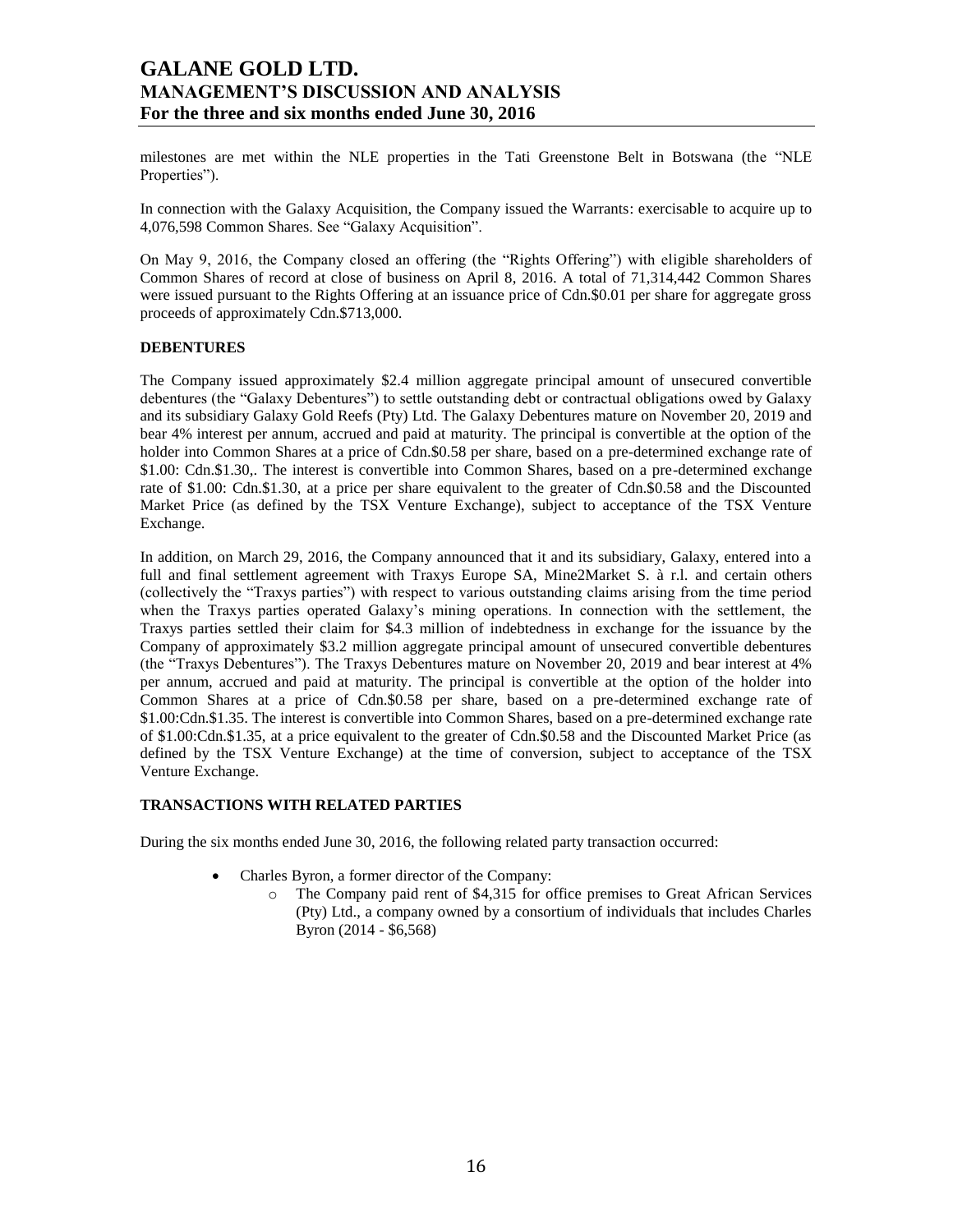milestones are met within the NLE properties in the Tati Greenstone Belt in Botswana (the "NLE Properties").

In connection with the Galaxy Acquisition, the Company issued the Warrants: exercisable to acquire up to 4,076,598 Common Shares. See "Galaxy Acquisition".

On May 9, 2016, the Company closed an offering (the "Rights Offering") with eligible shareholders of Common Shares of record at close of business on April 8, 2016. A total of 71,314,442 Common Shares were issued pursuant to the Rights Offering at an issuance price of Cdn.$0.01 per share for aggregate gross proceeds of approximately Cdn.$713,000.

**DEBENTURES**

The Company issued approximately $2.4 million aggregate principal amount of unsecured convertible debentures (the "Galaxy Debentures") to settle outstanding debt or contractual obligations owed by Galaxy and its subsidiary Galaxy Gold Reefs (Pty) Ltd. The Galaxy Debentures mature on November 20, 2019 and bear 4% interest per annum, accrued and paid at maturity. The principal is convertible at the option of the holder into Common Shares at a price of Cdn.$0.58 per share, based on a pre-determined exchange rate of $1.00: Cdn.$1.30,. The interest is convertible into Common Shares, based on a pre-determined exchange rate of $1.00: Cdn.$1.30, at a price per share equivalent to the greater of Cdn.$0.58 and the Discounted Market Price (as defined by the TSX Venture Exchange), subject to acceptance of the TSX Venture Exchange.

In addition, on March 29, 2016, the Company announced that it and its subsidiary, Galaxy, entered into a full and final settlement agreement with Traxys Europe SA, Mine2Market S. à r.l. and certain others (collectively the "Traxys parties") with respect to various outstanding claims arising from the time period when the Traxys parties operated Galaxy's mining operations. In connection with the settlement, the Traxys parties settled their claim for $4.3 million of indebtedness in exchange for the issuance by the Company of approximately $3.2 million aggregate principal amount of unsecured convertible debentures (the "Traxys Debentures"). The Traxys Debentures mature on November 20, 2019 and bear interest at 4% per annum, accrued and paid at maturity. The principal is convertible at the option of the holder into Common Shares at a price of Cdn.$0.58 per share, based on a pre-determined exchange rate of $1.00:Cdn.$1.35. The interest is convertible into Common Shares, based on a pre-determined exchange rate of $1.00:Cdn.$1.35, at a price equivalent to the greater of Cdn.$0.58 and the Discounted Market Price (as defined by the TSX Venture Exchange) at the time of conversion, subject to acceptance of the TSX Venture Exchange.

**TRANSACTIONS WITH RELATED PARTIES**

During the six months ended June 30, 2016, the following related party transaction occurred:

- Charles Byron, a former director of the Company:
  - The Company paid rent of $4,315 for office premises to Great African Services (Pty) Ltd., a company owned by a consortium of individuals that includes Charles Byron (2014 - $6,568)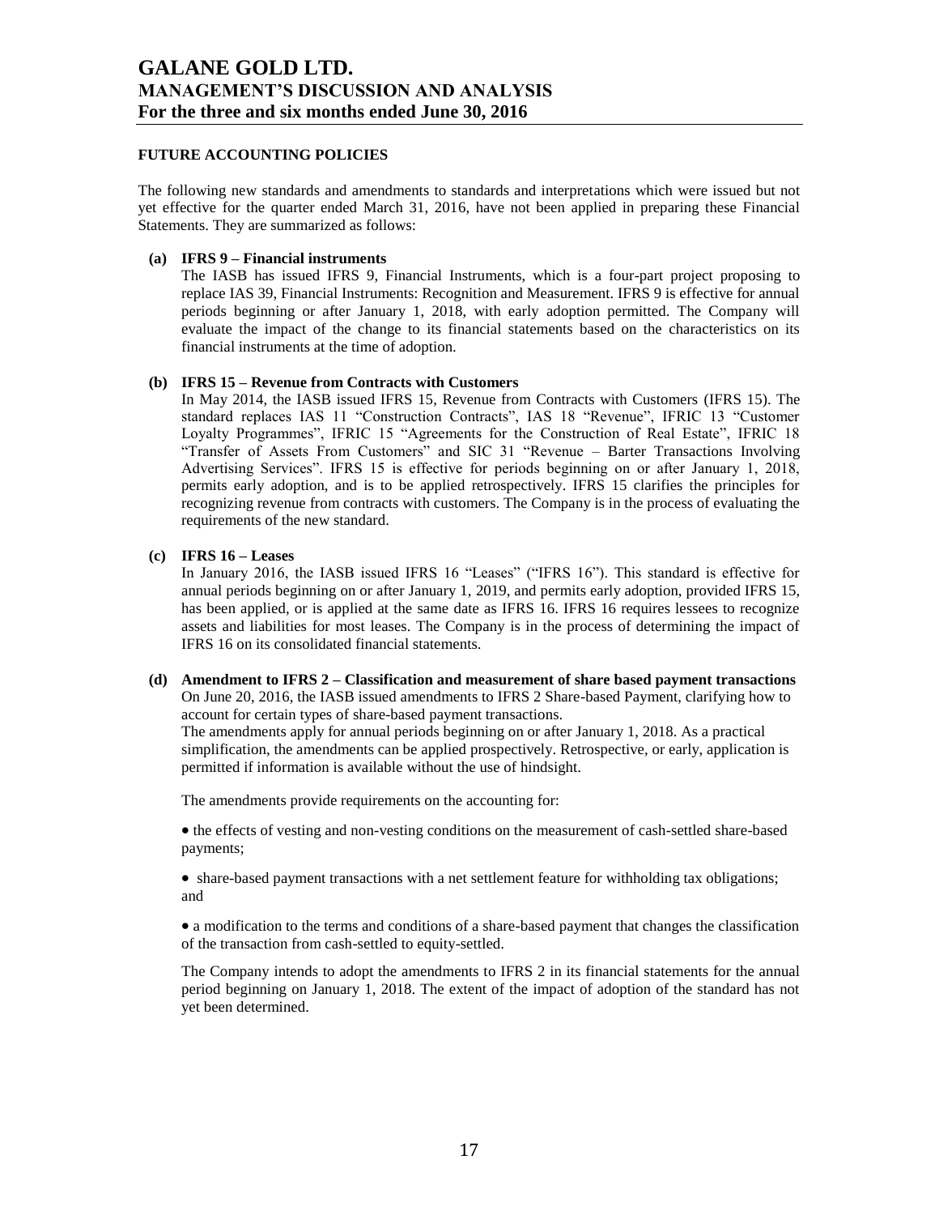## FUTURE ACCOUNTING POLICIES

The following new standards and amendments to standards and interpretations which were issued but not yet effective for the quarter ended March 31, 2016, have not been applied in preparing these Financial Statements. They are summarized as follows:

**(a) IFRS 9 – Financial instruments**

The IASB has issued IFRS 9, Financial Instruments, which is a four-part project proposing to replace IAS 39, Financial Instruments: Recognition and Measurement. IFRS 9 is effective for annual periods beginning or after January 1, 2018, with early adoption permitted. The Company will evaluate the impact of the change to its financial statements based on the characteristics on its financial instruments at the time of adoption.

**(b) IFRS 15 – Revenue from Contracts with Customers**

In May 2014, the IASB issued IFRS 15, Revenue from Contracts with Customers (IFRS 15). The standard replaces IAS 11 "Construction Contracts", IAS 18 "Revenue", IFRIC 13 "Customer Loyalty Programmes", IFRIC 15 "Agreements for the Construction of Real Estate", IFRIC 18 "Transfer of Assets From Customers" and SIC 31 "Revenue – Barter Transactions Involving Advertising Services". IFRS 15 is effective for periods beginning on or after January 1, 2018, permits early adoption, and is to be applied retrospectively. IFRS 15 clarifies the principles for recognizing revenue from contracts with customers. The Company is in the process of evaluating the requirements of the new standard.

**(c) IFRS 16 – Leases**

In January 2016, the IASB issued IFRS 16 "Leases" ("IFRS 16"). This standard is effective for annual periods beginning on or after January 1, 2019, and permits early adoption, provided IFRS 15, has been applied, or is applied at the same date as IFRS 16. IFRS 16 requires lessees to recognize assets and liabilities for most leases. The Company is in the process of determining the impact of IFRS 16 on its consolidated financial statements.

**(d) Amendment to IFRS 2 – Classification and measurement of share based payment transactions**

On June 20, 2016, the IASB issued amendments to IFRS 2 Share-based Payment, clarifying how to account for certain types of share-based payment transactions.
The amendments apply for annual periods beginning on or after January 1, 2018. As a practical simplification, the amendments can be applied prospectively. Retrospective, or early, application is permitted if information is available without the use of hindsight.

The amendments provide requirements on the accounting for:

- the effects of vesting and non-vesting conditions on the measurement of cash-settled share-based payments;

- share-based payment transactions with a net settlement feature for withholding tax obligations; and

- a modification to the terms and conditions of a share-based payment that changes the classification of the transaction from cash-settled to equity-settled.

The Company intends to adopt the amendments to IFRS 2 in its financial statements for the annual period beginning on January 1, 2018. The extent of the impact of adoption of the standard has not yet been determined.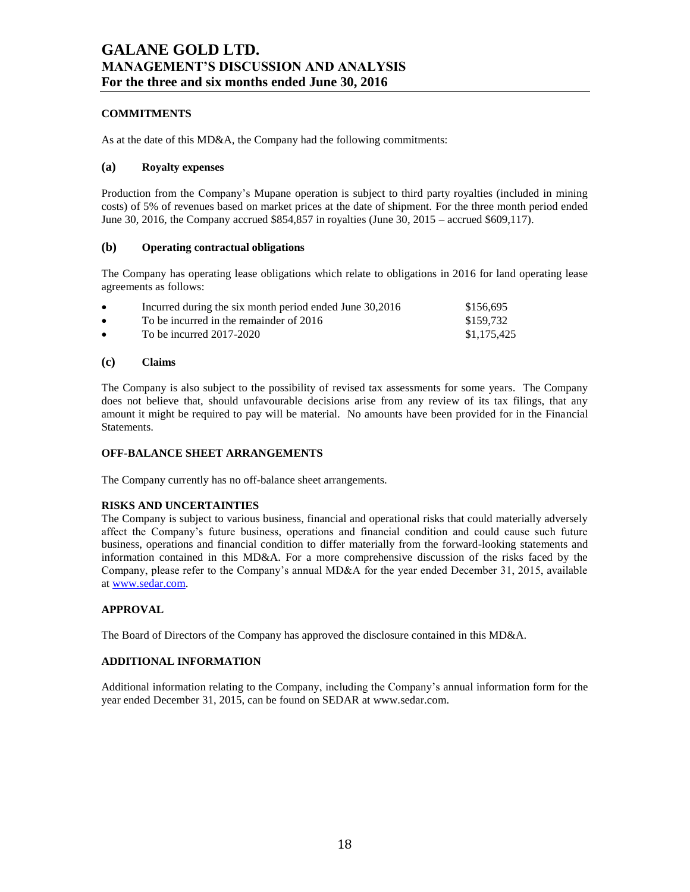## COMMITMENTS

As at the date of this MD&A, the Company had the following commitments:

### (a) Royalty expenses

Production from the Company's Mupane operation is subject to third party royalties (included in mining costs) of 5% of revenues based on market prices at the date of shipment. For the three month period ended June 30, 2016, the Company accrued $854,857 in royalties (June 30, 2015 – accrued $609,117).

### (b) Operating contractual obligations

The Company has operating lease obligations which relate to obligations in 2016 for land operating lease agreements as follows:

- Incurred during the six month period ended June 30,2016 $156,695
- To be incurred in the remainder of 2016 $159,732
- To be incurred 2017-2020 $1,175,425

### (c) Claims

The Company is also subject to the possibility of revised tax assessments for some years. The Company does not believe that, should unfavourable decisions arise from any review of its tax filings, that any amount it might be required to pay will be material. No amounts have been provided for in the Financial Statements.

## OFF-BALANCE SHEET ARRANGEMENTS

The Company currently has no off-balance sheet arrangements.

## RISKS AND UNCERTAINTIES

The Company is subject to various business, financial and operational risks that could materially adversely affect the Company's future business, operations and financial condition and could cause such future business, operations and financial condition to differ materially from the forward-looking statements and information contained in this MD&A. For a more comprehensive discussion of the risks faced by the Company, please refer to the Company's annual MD&A for the year ended December 31, 2015, available at www.sedar.com.

## APPROVAL

The Board of Directors of the Company has approved the disclosure contained in this MD&A.

## ADDITIONAL INFORMATION

Additional information relating to the Company, including the Company's annual information form for the year ended December 31, 2015, can be found on SEDAR at www.sedar.com.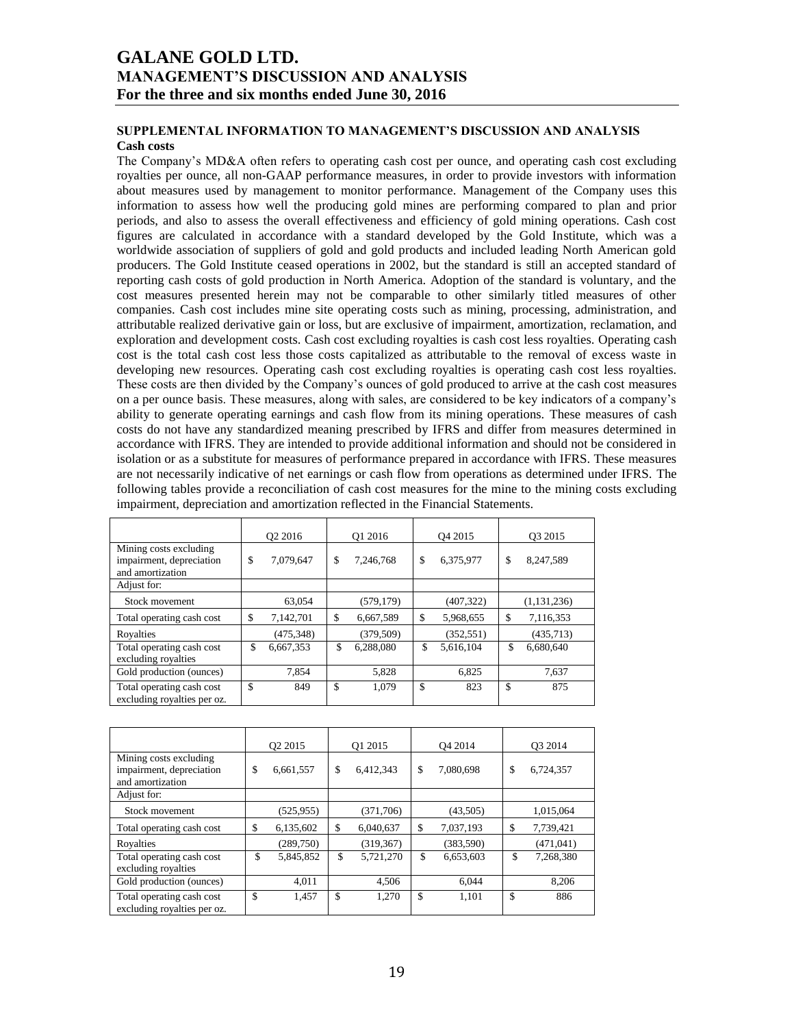## SUPPLEMENTAL INFORMATION TO MANAGEMENT'S DISCUSSION AND ANALYSIS

### Cash costs

The Company's MD&A often refers to operating cash cost per ounce, and operating cash cost excluding royalties per ounce, all non-GAAP performance measures, in order to provide investors with information about measures used by management to monitor performance. Management of the Company uses this information to assess how well the producing gold mines are performing compared to plan and prior periods, and also to assess the overall effectiveness and efficiency of gold mining operations. Cash cost figures are calculated in accordance with a standard developed by the Gold Institute, which was a worldwide association of suppliers of gold and gold products and included leading North American gold producers. The Gold Institute ceased operations in 2002, but the standard is still an accepted standard of reporting cash costs of gold production in North America. Adoption of the standard is voluntary, and the cost measures presented herein may not be comparable to other similarly titled measures of other companies. Cash cost includes mine site operating costs such as mining, processing, administration, and attributable realized derivative gain or loss, but are exclusive of impairment, amortization, reclamation, and exploration and development costs. Cash cost excluding royalties is cash cost less royalties. Operating cash cost is the total cash cost less those costs capitalized as attributable to the removal of excess waste in developing new resources. Operating cash cost excluding royalties is operating cash cost less royalties. These costs are then divided by the Company's ounces of gold produced to arrive at the cash cost measures on a per ounce basis. These measures, along with sales, are considered to be key indicators of a company's ability to generate operating earnings and cash flow from its mining operations. These measures of cash costs do not have any standardized meaning prescribed by IFRS and differ from measures determined in accordance with IFRS. They are intended to provide additional information and should not be considered in isolation or as a substitute for measures of performance prepared in accordance with IFRS. These measures are not necessarily indicative of net earnings or cash flow from operations as determined under IFRS. The following tables provide a reconciliation of cash cost measures for the mine to the mining costs excluding impairment, depreciation and amortization reflected in the Financial Statements.

| | Q2 2016 | Q1 2016 | Q4 2015 | Q3 2015 |
|---|---|---|---|---|
| Mining costs excluding impairment, depreciation and amortization | $ 7,079,647 | $ 7,246,768 | $ 6,375,977 | $ 8,247,589 |
| Adjust for: | | | | |
| Stock movement | 63,054 | (579,179) | (407,322) | (1,131,236) |
| Total operating cash cost | $ 7,142,701 | $ 6,667,589 | $ 5,968,655 | $ 7,116,353 |
| Royalties | (475,348) | (379,509) | (352,551) | (435,713) |
| Total operating cash cost excluding royalties | $ 6,667,353 | $ 6,288,080 | $ 5,616,104 | $ 6,680,640 |
| Gold production (ounces) | 7,854 | 5,828 | 6,825 | 7,637 |
| Total operating cash cost excluding royalties per oz. | $ 849 | $ 1,079 | $ 823 | $ 875 |

| | Q2 2015 | Q1 2015 | Q4 2014 | Q3 2014 |
|---|---|---|---|---|
| Mining costs excluding impairment, depreciation and amortization | $ 6,661,557 | $ 6,412,343 | $ 7,080,698 | $ 6,724,357 |
| Adjust for: | | | | |
| Stock movement | (525,955) | (371,706) | (43,505) | 1,015,064 |
| Total operating cash cost | $ 6,135,602 | $ 6,040,637 | $ 7,037,193 | $ 7,739,421 |
| Royalties | (289,750) | (319,367) | (383,590) | (471,041) |
| Total operating cash cost excluding royalties | $ 5,845,852 | $ 5,721,270 | $ 6,653,603 | $ 7,268,380 |
| Gold production (ounces) | 4,011 | 4,506 | 6,044 | 8,206 |
| Total operating cash cost excluding royalties per oz. | $ 1,457 | $ 1,270 | $ 1,101 | $ 886 |